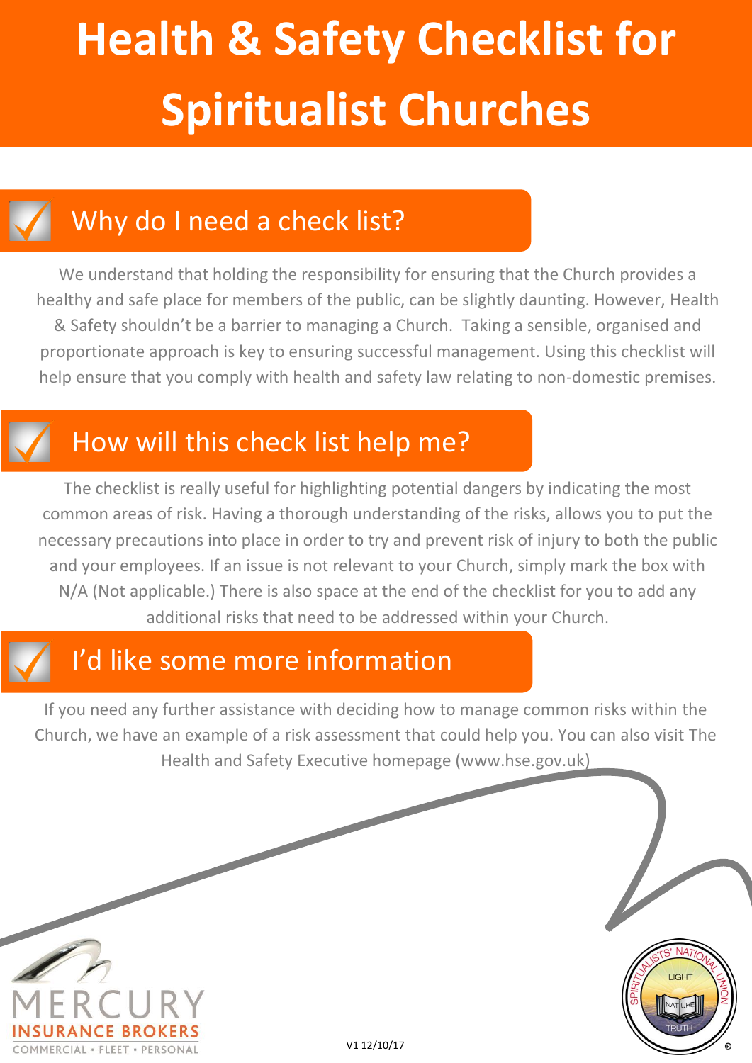# Health & Safety Checklist for Spiritualist Churches

## Why do I need a check list?

We understand that holding the responsibility for ensuring that the Church provides a healthy and safe place for members of the public, can be slightly daunting. However, Health & Safety shouldn't be a barrier to managing a Church. Taking a sensible, organised and proportionate approach is key to ensuring successful management. Using this checklist will help ensure that you comply with health and safety law relating to non-domestic premises.

## How will this check list help me?

The checklist is really useful for highlighting potential dangers by indicating the most common areas of risk. Having a thorough understanding of the risks, allows you to put the necessary precautions into place in order to try and prevent risk of injury to both the public and your employees. If an issue is not relevant to your Church, simply mark the box with N/A (Not applicable.) There is also space at the end of the checklist for you to add any additional risks that need to be addressed within your Church.

## I'd like some more information

If you need any further assistance with deciding how to manage common risks within the Church, we have an example of a risk assessment that could help you. You can also visit The Health and Safety Executive homepage (www.hse.gov.uk)

MERCURY INSURANCE BROKERS
COMMERCIAL • FLEET • PERSONAL

V1 12/10/17

SPIRITUALISTS' NATIONAL UNION
LIGHT NATURE TRUTH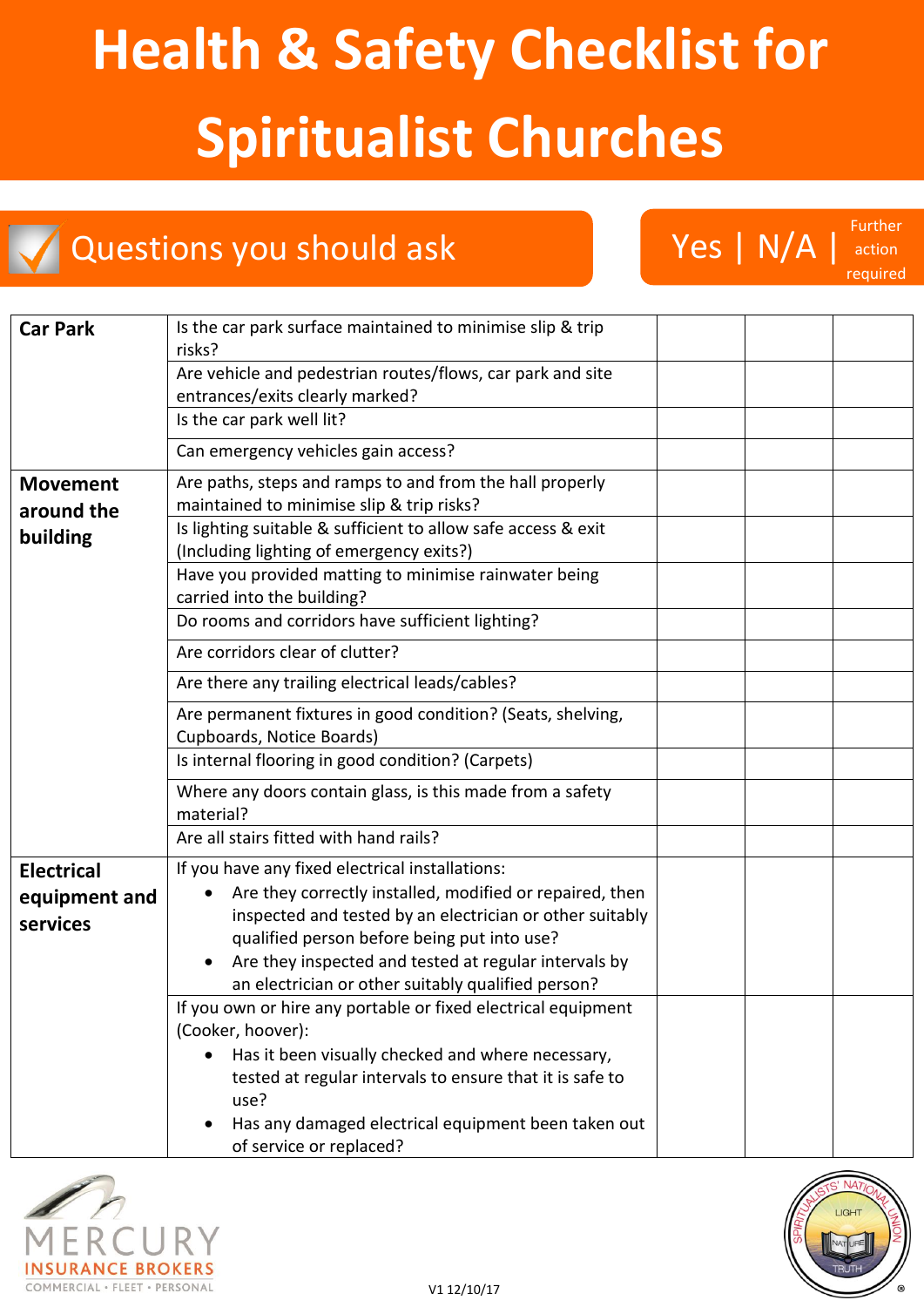# Health & Safety Checklist for Spiritualist Churches

## Questions you should ask

| | | Yes | N/A | Further action required |
|---|---|---|---|---|
| **Car Park** | Is the car park surface maintained to minimise slip & trip risks? | | | |
| | Are vehicle and pedestrian routes/flows, car park and site entrances/exits clearly marked? | | | |
| | Is the car park well lit? | | | |
| | Can emergency vehicles gain access? | | | |
| **Movement around the building** | Are paths, steps and ramps to and from the hall properly maintained to minimise slip & trip risks? | | | |
| | Is lighting suitable & sufficient to allow safe access & exit (Including lighting of emergency exits?) | | | |
| | Have you provided matting to minimise rainwater being carried into the building? | | | |
| | Do rooms and corridors have sufficient lighting? | | | |
| | Are corridors clear of clutter? | | | |
| | Are there any trailing electrical leads/cables? | | | |
| | Are permanent fixtures in good condition? (Seats, shelving, Cupboards, Notice Boards) | | | |
| | Is internal flooring in good condition? (Carpets) | | | |
| | Where any doors contain glass, is this made from a safety material? | | | |
| | Are all stairs fitted with hand rails? | | | |
| **Electrical equipment and services** | If you have any fixed electrical installations:<br>• Are they correctly installed, modified or repaired, then inspected and tested by an electrician or other suitably qualified person before being put into use?<br>• Are they inspected and tested at regular intervals by an electrician or other suitably qualified person? | | | |
| | If you own or hire any portable or fixed electrical equipment (Cooker, hoover):<br>• Has it been visually checked and where necessary, tested at regular intervals to ensure that it is safe to use?<br>• Has any damaged electrical equipment been taken out of service or replaced? | | | |

MERCURY INSURANCE BROKERS
COMMERCIAL • FLEET • PERSONAL

V1 12/10/17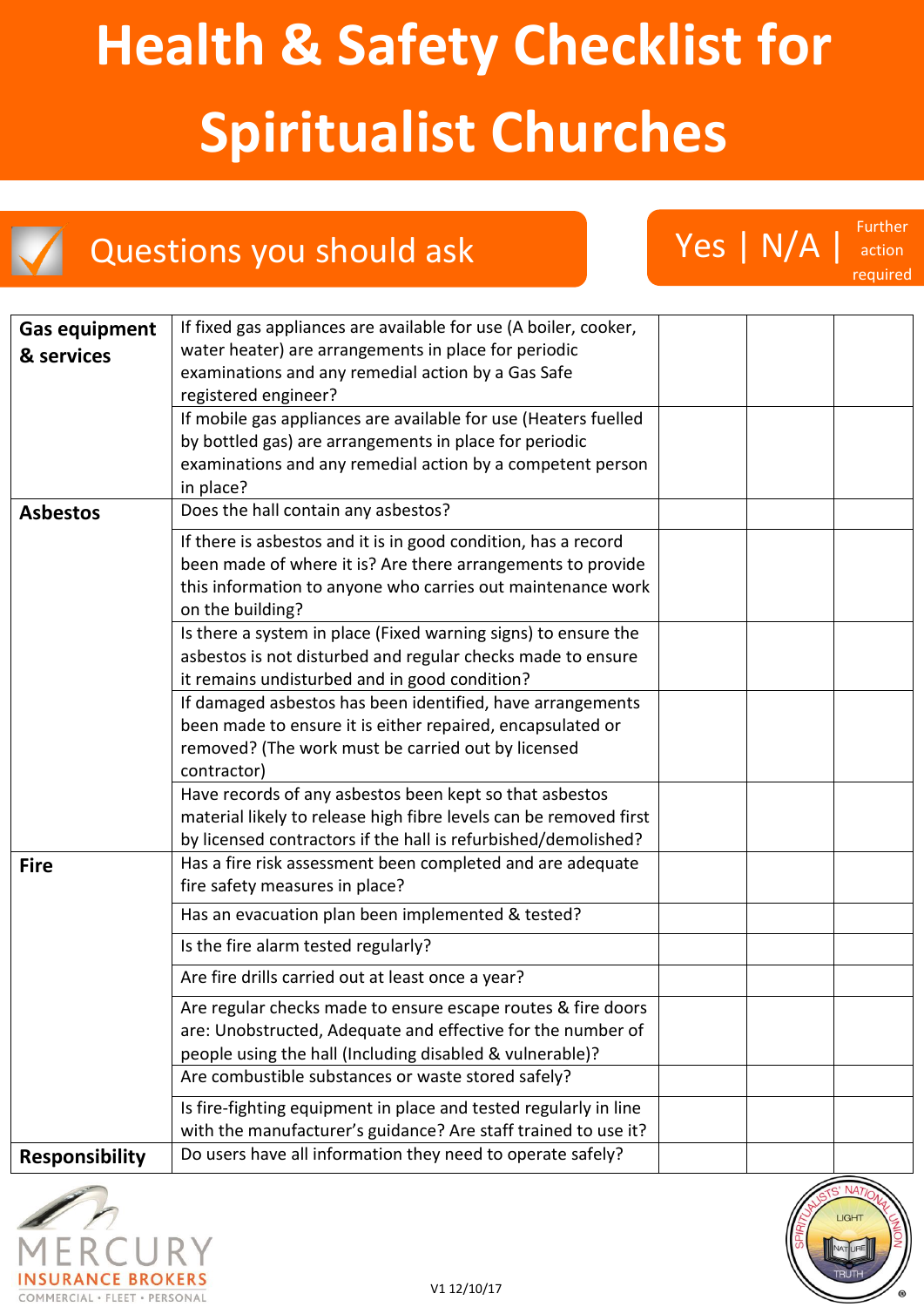# Health & Safety Checklist for Spiritualist Churches

## Questions you should ask

| | | Yes | N/A | Further action required |
|---|---|---|---|---|
| **Gas equipment & services** | If fixed gas appliances are available for use (A boiler, cooker, water heater) are arrangements in place for periodic examinations and any remedial action by a Gas Safe registered engineer? | | | |
| | If mobile gas appliances are available for use (Heaters fuelled by bottled gas) are arrangements in place for periodic examinations and any remedial action by a competent person in place? | | | |
| **Asbestos** | Does the hall contain any asbestos? | | | |
| | If there is asbestos and it is in good condition, has a record been made of where it is? Are there arrangements to provide this information to anyone who carries out maintenance work on the building? | | | |
| | Is there a system in place (Fixed warning signs) to ensure the asbestos is not disturbed and regular checks made to ensure it remains undisturbed and in good condition? | | | |
| | If damaged asbestos has been identified, have arrangements been made to ensure it is either repaired, encapsulated or removed? (The work must be carried out by licensed contractor) | | | |
| | Have records of any asbestos been kept so that asbestos material likely to release high fibre levels can be removed first by licensed contractors if the hall is refurbished/demolished? | | | |
| **Fire** | Has a fire risk assessment been completed and are adequate fire safety measures in place? | | | |
| | Has an evacuation plan been implemented & tested? | | | |
| | Is the fire alarm tested regularly? | | | |
| | Are fire drills carried out at least once a year? | | | |
| | Are regular checks made to ensure escape routes & fire doors are: Unobstructed, Adequate and effective for the number of people using the hall (Including disabled & vulnerable)? | | | |
| | Are combustible substances or waste stored safely? | | | |
| | Is fire-fighting equipment in place and tested regularly in line with the manufacturer's guidance? Are staff trained to use it? | | | |
| **Responsibility** | Do users have all information they need to operate safely? | | | |

V1 12/10/17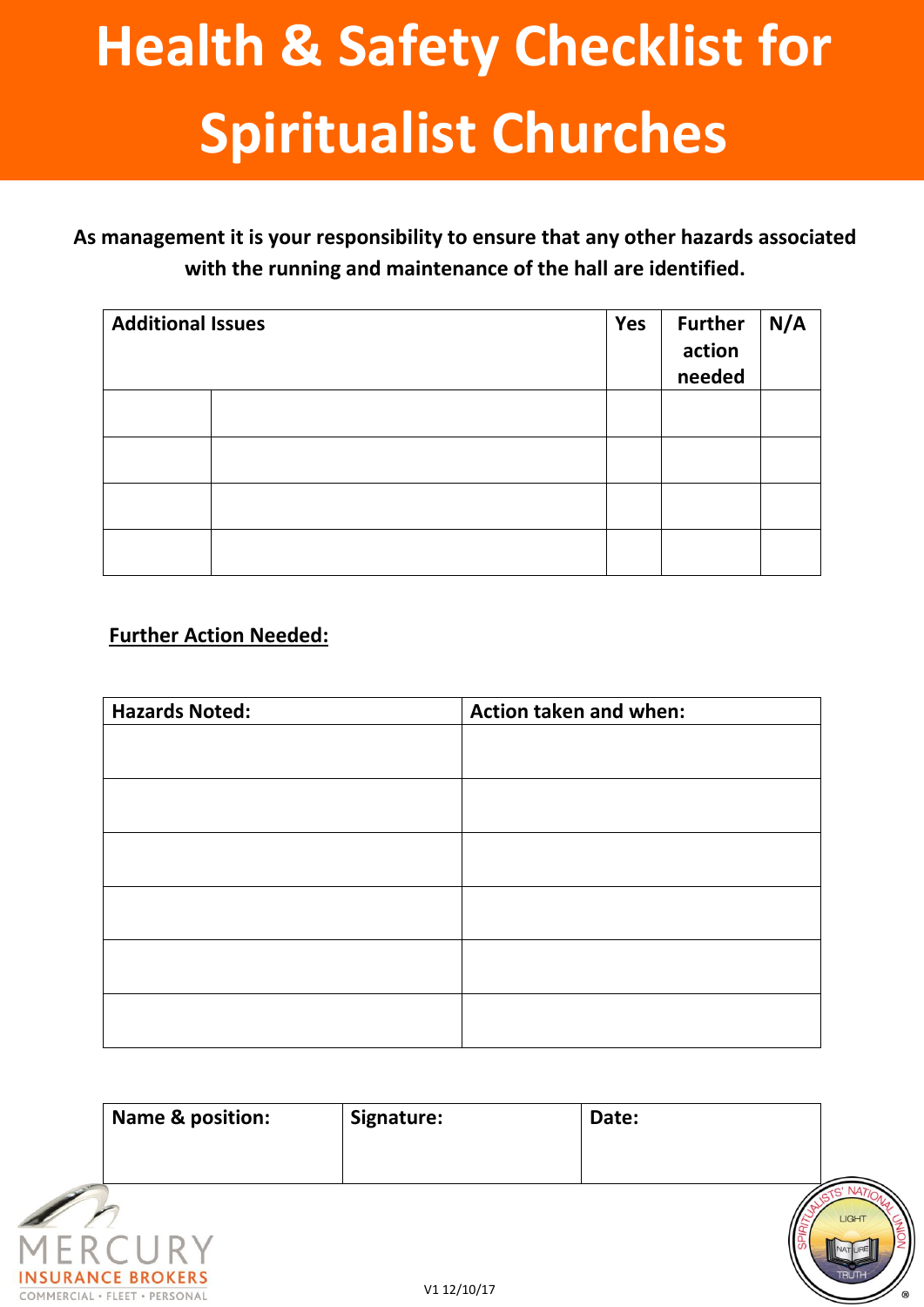# Health & Safety Checklist for Spiritualist Churches

**As management it is your responsibility to ensure that any other hazards associated with the running and maintenance of the hall are identified.**

| Additional Issues | | Yes | Further action needed | N/A |
|---|---|---|---|---|
| | | | | |
| | | | | |
| | | | | |
| | | | | |

**Further Action Needed:**

| Hazards Noted: | Action taken and when: |
|---|---|
| | |
| | |
| | |
| | |
| | |
| | |

| Name & position: | Signature: | Date: |
|---|---|---|
| | | |

MERCURY INSURANCE BROKERS
COMMERCIAL • FLEET • PERSONAL

V1 12/10/17

SPIRITUALISTS' NATIONAL UNION
LIGHT NATURE TRUTH